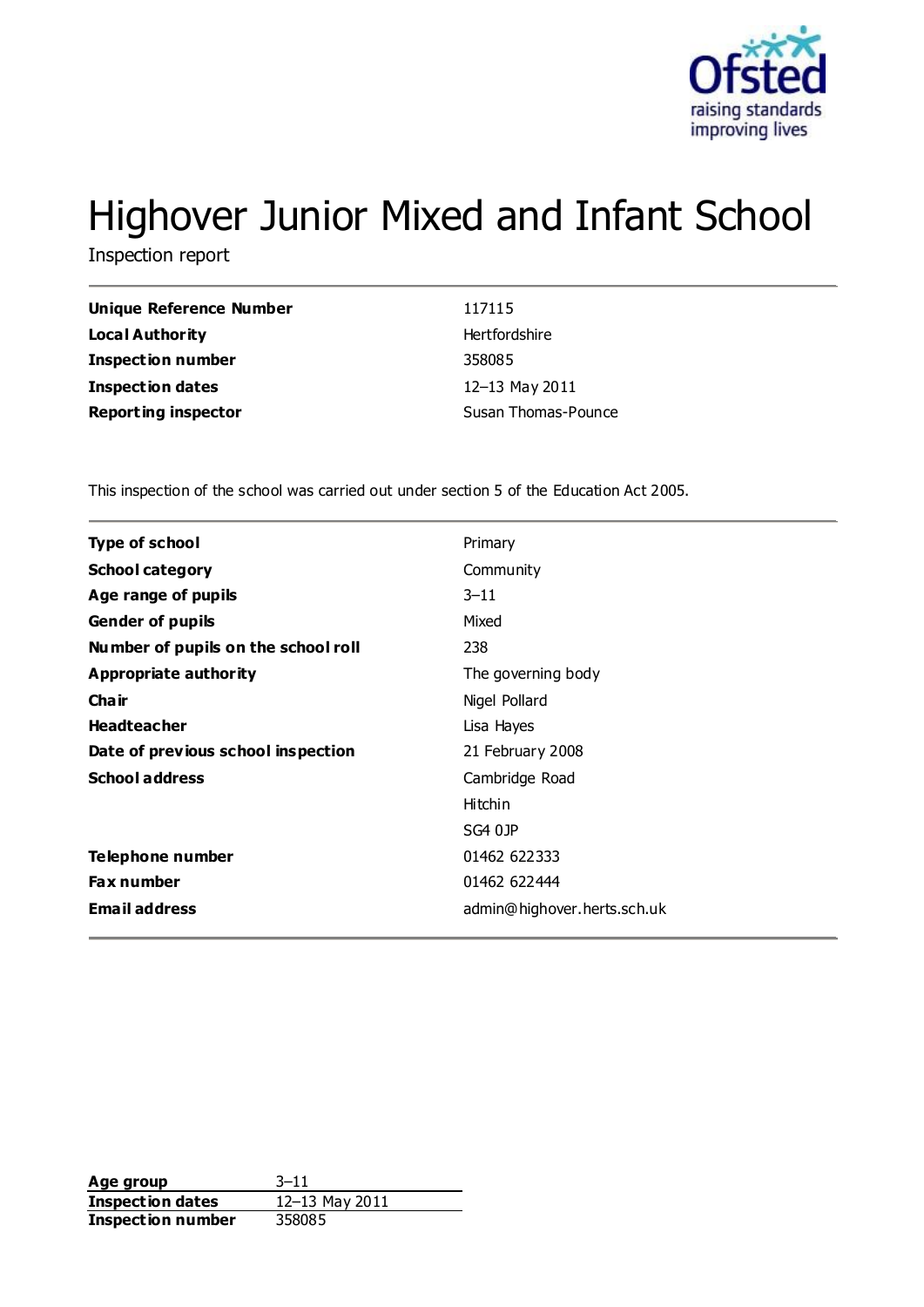# Highover Junior Mixed and Infant School

Inspection report

| | |
|---|---|
| **Unique Reference Number** | 117115 |
| **Local Authority** | Hertfordshire |
| **Inspection number** | 358085 |
| **Inspection dates** | 12–13 May 2011 |
| **Reporting inspector** | Susan Thomas-Pounce |

This inspection of the school was carried out under section 5 of the Education Act 2005.

| | |
|---|---|
| **Type of school** | Primary |
| **School category** | Community |
| **Age range of pupils** | 3–11 |
| **Gender of pupils** | Mixed |
| **Number of pupils on the school roll** | 238 |
| **Appropriate authority** | The governing body |
| **Chair** | Nigel Pollard |
| **Headteacher** | Lisa Hayes |
| **Date of previous school inspection** | 21 February 2008 |
| **School address** | Cambridge Road |
| | Hitchin |
| | SG4 0JP |
| **Telephone number** | 01462 622333 |
| **Fax number** | 01462 622444 |
| **Email address** | admin@highover.herts.sch.uk |

| | |
|---|---|
| **Age group** | 3–11 |
| **Inspection dates** | 12–13 May 2011 |
| **Inspection number** | 358085 |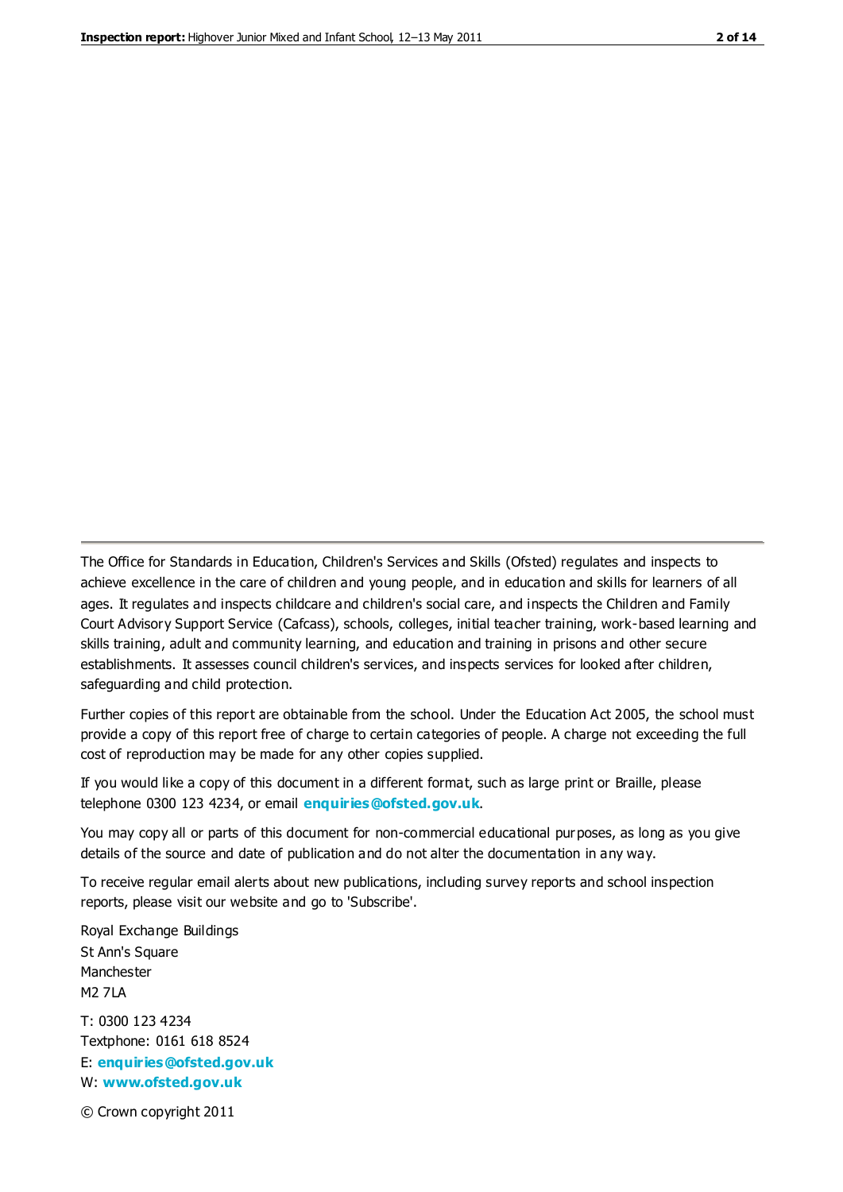The Office for Standards in Education, Children's Services and Skills (Ofsted) regulates and inspects to achieve excellence in the care of children and young people, and in education and skills for learners of all ages. It regulates and inspects childcare and children's social care, and inspects the Children and Family Court Advisory Support Service (Cafcass), schools, colleges, initial teacher training, work-based learning and skills training, adult and community learning, and education and training in prisons and other secure establishments. It assesses council children's services, and inspects services for looked after children, safeguarding and child protection.

Further copies of this report are obtainable from the school. Under the Education Act 2005, the school must provide a copy of this report free of charge to certain categories of people. A charge not exceeding the full cost of reproduction may be made for any other copies supplied.

If you would like a copy of this document in a different format, such as large print or Braille, please telephone 0300 123 4234, or email **enquiries@ofsted.gov.uk**.

You may copy all or parts of this document for non-commercial educational purposes, as long as you give details of the source and date of publication and do not alter the documentation in any way.

To receive regular email alerts about new publications, including survey reports and school inspection reports, please visit our website and go to 'Subscribe'.

Royal Exchange Buildings
St Ann's Square
Manchester
M2 7LA

T: 0300 123 4234
Textphone: 0161 618 8524
E: **enquiries@ofsted.gov.uk**
W: **www.ofsted.gov.uk**

© Crown copyright 2011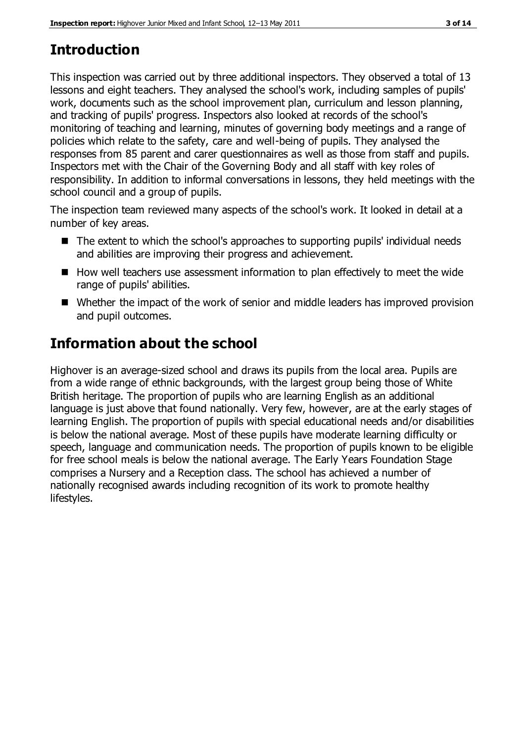## Introduction

This inspection was carried out by three additional inspectors. They observed a total of 13 lessons and eight teachers. They analysed the school's work, including samples of pupils' work, documents such as the school improvement plan, curriculum and lesson planning, and tracking of pupils' progress. Inspectors also looked at records of the school's monitoring of teaching and learning, minutes of governing body meetings and a range of policies which relate to the safety, care and well-being of pupils. They analysed the responses from 85 parent and carer questionnaires as well as those from staff and pupils. Inspectors met with the Chair of the Governing Body and all staff with key roles of responsibility. In addition to informal conversations in lessons, they held meetings with the school council and a group of pupils.

The inspection team reviewed many aspects of the school's work. It looked in detail at a number of key areas.

- The extent to which the school's approaches to supporting pupils' individual needs and abilities are improving their progress and achievement.
- How well teachers use assessment information to plan effectively to meet the wide range of pupils' abilities.
- Whether the impact of the work of senior and middle leaders has improved provision and pupil outcomes.

## Information about the school

Highover is an average-sized school and draws its pupils from the local area. Pupils are from a wide range of ethnic backgrounds, with the largest group being those of White British heritage. The proportion of pupils who are learning English as an additional language is just above that found nationally. Very few, however, are at the early stages of learning English. The proportion of pupils with special educational needs and/or disabilities is below the national average. Most of these pupils have moderate learning difficulty or speech, language and communication needs. The proportion of pupils known to be eligible for free school meals is below the national average. The Early Years Foundation Stage comprises a Nursery and a Reception class. The school has achieved a number of nationally recognised awards including recognition of its work to promote healthy lifestyles.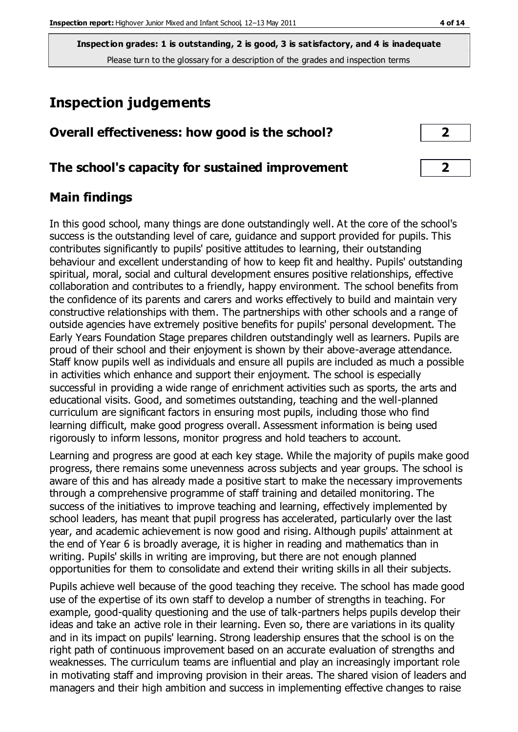**Inspection grades: 1 is outstanding, 2 is good, 3 is satisfactory, and 4 is inadequate**
Please turn to the glossary for a description of the grades and inspection terms

# Inspection judgements

| | |
|---|---|
| **Overall effectiveness: how good is the school?** | **2** |
| **The school's capacity for sustained improvement** | **2** |

## Main findings

In this good school, many things are done outstandingly well. At the core of the school's success is the outstanding level of care, guidance and support provided for pupils. This contributes significantly to pupils' positive attitudes to learning, their outstanding behaviour and excellent understanding of how to keep fit and healthy. Pupils' outstanding spiritual, moral, social and cultural development ensures positive relationships, effective collaboration and contributes to a friendly, happy environment. The school benefits from the confidence of its parents and carers and works effectively to build and maintain very constructive relationships with them. The partnerships with other schools and a range of outside agencies have extremely positive benefits for pupils' personal development. The Early Years Foundation Stage prepares children outstandingly well as learners. Pupils are proud of their school and their enjoyment is shown by their above-average attendance. Staff know pupils well as individuals and ensure all pupils are included as much a possible in activities which enhance and support their enjoyment. The school is especially successful in providing a wide range of enrichment activities such as sports, the arts and educational visits. Good, and sometimes outstanding, teaching and the well-planned curriculum are significant factors in ensuring most pupils, including those who find learning difficult, make good progress overall. Assessment information is being used rigorously to inform lessons, monitor progress and hold teachers to account.

Learning and progress are good at each key stage. While the majority of pupils make good progress, there remains some unevenness across subjects and year groups. The school is aware of this and has already made a positive start to make the necessary improvements through a comprehensive programme of staff training and detailed monitoring. The success of the initiatives to improve teaching and learning, effectively implemented by school leaders, has meant that pupil progress has accelerated, particularly over the last year, and academic achievement is now good and rising. Although pupils' attainment at the end of Year 6 is broadly average, it is higher in reading and mathematics than in writing. Pupils' skills in writing are improving, but there are not enough planned opportunities for them to consolidate and extend their writing skills in all their subjects.

Pupils achieve well because of the good teaching they receive. The school has made good use of the expertise of its own staff to develop a number of strengths in teaching. For example, good-quality questioning and the use of talk-partners helps pupils develop their ideas and take an active role in their learning. Even so, there are variations in its quality and in its impact on pupils' learning. Strong leadership ensures that the school is on the right path of continuous improvement based on an accurate evaluation of strengths and weaknesses. The curriculum teams are influential and play an increasingly important role in motivating staff and improving provision in their areas. The shared vision of leaders and managers and their high ambition and success in implementing effective changes to raise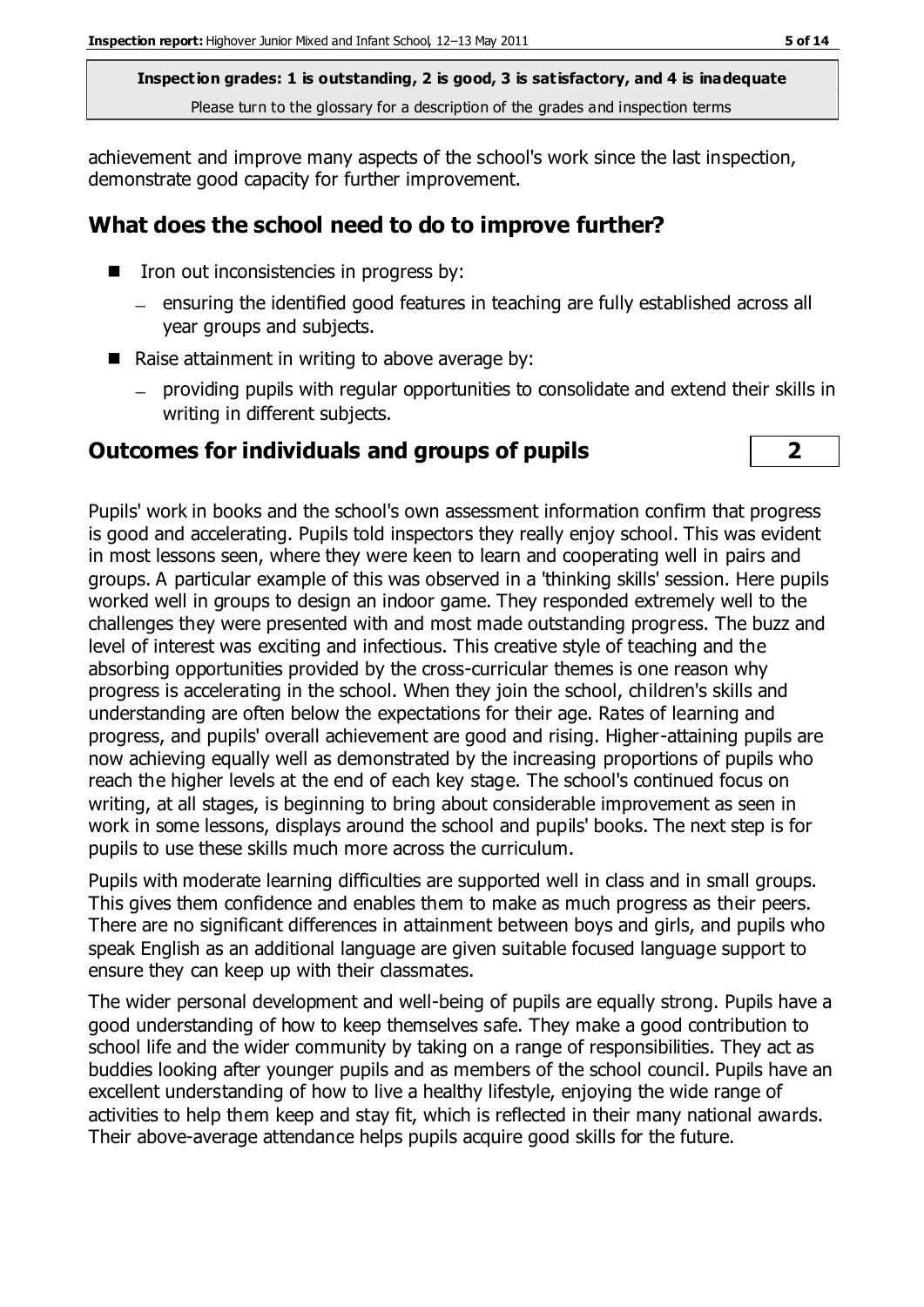achievement and improve many aspects of the school's work since the last inspection, demonstrate good capacity for further improvement.

## What does the school need to do to improve further?

- Iron out inconsistencies in progress by:
  - ensuring the identified good features in teaching are fully established across all year groups and subjects.
- Raise attainment in writing to above average by:
  - providing pupils with regular opportunities to consolidate and extend their skills in writing in different subjects.

## Outcomes for individuals and groups of pupils | 2

Pupils' work in books and the school's own assessment information confirm that progress is good and accelerating. Pupils told inspectors they really enjoy school. This was evident in most lessons seen, where they were keen to learn and cooperating well in pairs and groups. A particular example of this was observed in a 'thinking skills' session. Here pupils worked well in groups to design an indoor game. They responded extremely well to the challenges they were presented with and most made outstanding progress. The buzz and level of interest was exciting and infectious. This creative style of teaching and the absorbing opportunities provided by the cross-curricular themes is one reason why progress is accelerating in the school. When they join the school, children's skills and understanding are often below the expectations for their age. Rates of learning and progress, and pupils' overall achievement are good and rising. Higher-attaining pupils are now achieving equally well as demonstrated by the increasing proportions of pupils who reach the higher levels at the end of each key stage. The school's continued focus on writing, at all stages, is beginning to bring about considerable improvement as seen in work in some lessons, displays around the school and pupils' books. The next step is for pupils to use these skills much more across the curriculum.

Pupils with moderate learning difficulties are supported well in class and in small groups. This gives them confidence and enables them to make as much progress as their peers. There are no significant differences in attainment between boys and girls, and pupils who speak English as an additional language are given suitable focused language support to ensure they can keep up with their classmates.

The wider personal development and well-being of pupils are equally strong. Pupils have a good understanding of how to keep themselves safe. They make a good contribution to school life and the wider community by taking on a range of responsibilities. They act as buddies looking after younger pupils and as members of the school council. Pupils have an excellent understanding of how to live a healthy lifestyle, enjoying the wide range of activities to help them keep and stay fit, which is reflected in their many national awards. Their above-average attendance helps pupils acquire good skills for the future.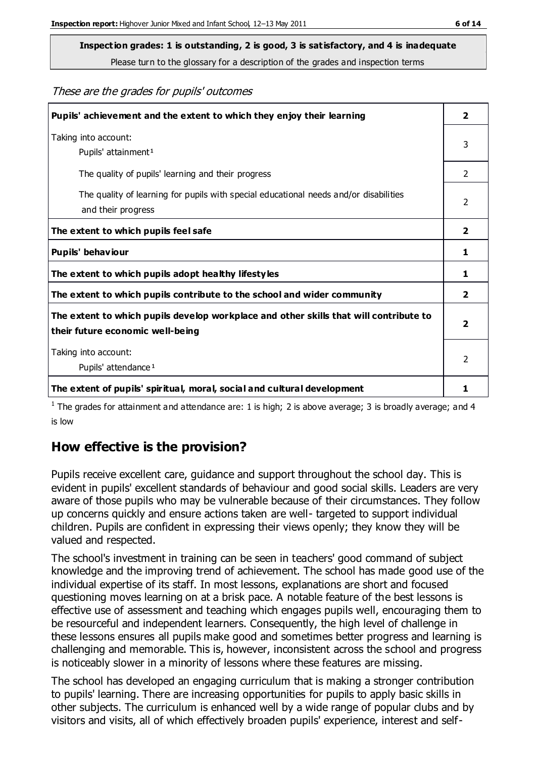**Inspection grades: 1 is outstanding, 2 is good, 3 is satisfactory, and 4 is inadequate**
Please turn to the glossary for a description of the grades and inspection terms

*These are the grades for pupils' outcomes*

| | |
|---|---|
| **Pupils' achievement and the extent to which they enjoy their learning** | **2** |
| Taking into account: Pupils' attainment[1] | 3 |
| The quality of pupils' learning and their progress | 2 |
| The quality of learning for pupils with special educational needs and/or disabilities and their progress | 2 |
| **The extent to which pupils feel safe** | **2** |
| **Pupils' behaviour** | **1** |
| **The extent to which pupils adopt healthy lifestyles** | **1** |
| **The extent to which pupils contribute to the school and wider community** | **2** |
| **The extent to which pupils develop workplace and other skills that will contribute to their future economic well-being** | **2** |
| Taking into account: Pupils' attendance[1] | 2 |
| **The extent of pupils' spiritual, moral, social and cultural development** | **1** |

[1] The grades for attainment and attendance are: 1 is high; 2 is above average; 3 is broadly average; and 4 is low

## How effective is the provision?

Pupils receive excellent care, guidance and support throughout the school day. This is evident in pupils' excellent standards of behaviour and good social skills. Leaders are very aware of those pupils who may be vulnerable because of their circumstances. They follow up concerns quickly and ensure actions taken are well- targeted to support individual children. Pupils are confident in expressing their views openly; they know they will be valued and respected.

The school's investment in training can be seen in teachers' good command of subject knowledge and the improving trend of achievement. The school has made good use of the individual expertise of its staff. In most lessons, explanations are short and focused questioning moves learning on at a brisk pace. A notable feature of the best lessons is effective use of assessment and teaching which engages pupils well, encouraging them to be resourceful and independent learners. Consequently, the high level of challenge in these lessons ensures all pupils make good and sometimes better progress and learning is challenging and memorable. This is, however, inconsistent across the school and progress is noticeably slower in a minority of lessons where these features are missing.

The school has developed an engaging curriculum that is making a stronger contribution to pupils' learning. There are increasing opportunities for pupils to apply basic skills in other subjects. The curriculum is enhanced well by a wide range of popular clubs and by visitors and visits, all of which effectively broaden pupils' experience, interest and self-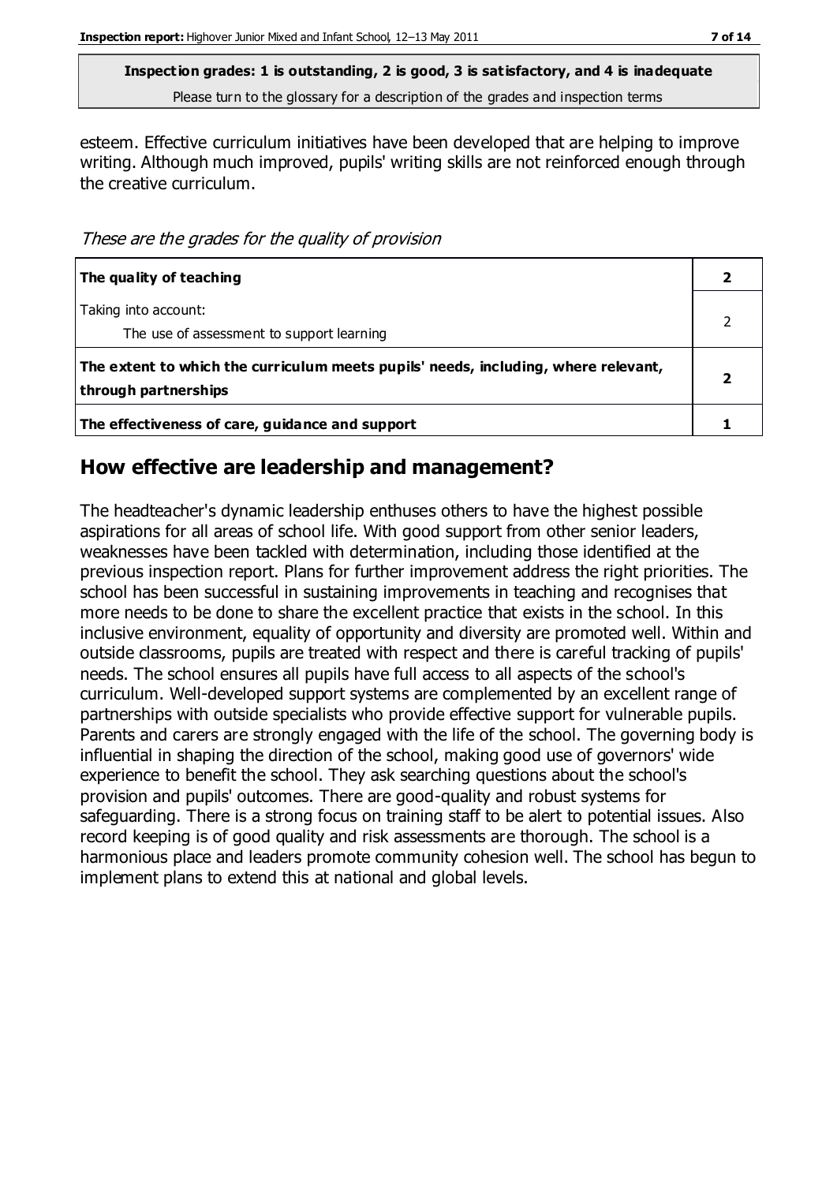esteem. Effective curriculum initiatives have been developed that are helping to improve writing. Although much improved, pupils' writing skills are not reinforced enough through the creative curriculum.

*These are the grades for the quality of provision*

| | |
|---|---|
| **The quality of teaching** | **2** |
| Taking into account:<br>The use of assessment to support learning | 2 |
| **The extent to which the curriculum meets pupils' needs, including, where relevant, through partnerships** | **2** |
| **The effectiveness of care, guidance and support** | **1** |

## How effective are leadership and management?

The headteacher's dynamic leadership enthuses others to have the highest possible aspirations for all areas of school life. With good support from other senior leaders, weaknesses have been tackled with determination, including those identified at the previous inspection report. Plans for further improvement address the right priorities. The school has been successful in sustaining improvements in teaching and recognises that more needs to be done to share the excellent practice that exists in the school. In this inclusive environment, equality of opportunity and diversity are promoted well. Within and outside classrooms, pupils are treated with respect and there is careful tracking of pupils' needs. The school ensures all pupils have full access to all aspects of the school's curriculum. Well-developed support systems are complemented by an excellent range of partnerships with outside specialists who provide effective support for vulnerable pupils. Parents and carers are strongly engaged with the life of the school. The governing body is influential in shaping the direction of the school, making good use of governors' wide experience to benefit the school. They ask searching questions about the school's provision and pupils' outcomes. There are good-quality and robust systems for safeguarding. There is a strong focus on training staff to be alert to potential issues. Also record keeping is of good quality and risk assessments are thorough. The school is a harmonious place and leaders promote community cohesion well. The school has begun to implement plans to extend this at national and global levels.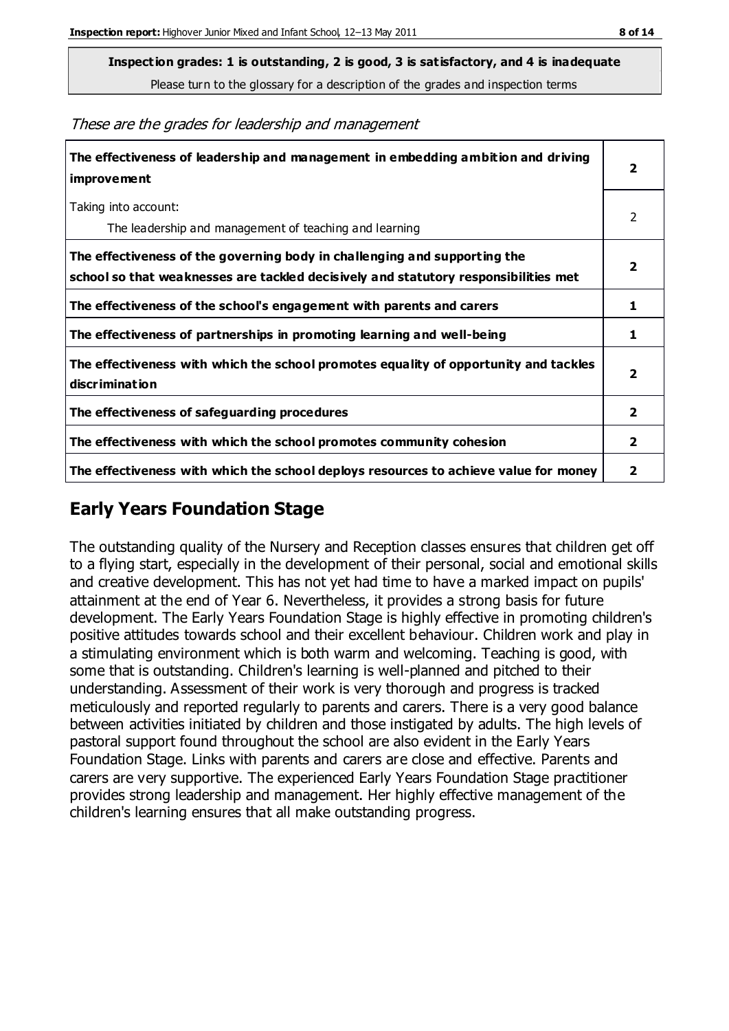**Inspection grades: 1 is outstanding, 2 is good, 3 is satisfactory, and 4 is inadequate**

Please turn to the glossary for a description of the grades and inspection terms

*These are the grades for leadership and management*

| | |
|---|---|
| **The effectiveness of leadership and management in embedding ambition and driving improvement** | **2** |
| Taking into account:<br>The leadership and management of teaching and learning | 2 |
| **The effectiveness of the governing body in challenging and supporting the school so that weaknesses are tackled decisively and statutory responsibilities met** | **2** |
| **The effectiveness of the school's engagement with parents and carers** | **1** |
| **The effectiveness of partnerships in promoting learning and well-being** | **1** |
| **The effectiveness with which the school promotes equality of opportunity and tackles discrimination** | **2** |
| **The effectiveness of safeguarding procedures** | **2** |
| **The effectiveness with which the school promotes community cohesion** | **2** |
| **The effectiveness with which the school deploys resources to achieve value for money** | **2** |

## Early Years Foundation Stage

The outstanding quality of the Nursery and Reception classes ensures that children get off to a flying start, especially in the development of their personal, social and emotional skills and creative development. This has not yet had time to have a marked impact on pupils' attainment at the end of Year 6. Nevertheless, it provides a strong basis for future development. The Early Years Foundation Stage is highly effective in promoting children's positive attitudes towards school and their excellent behaviour. Children work and play in a stimulating environment which is both warm and welcoming. Teaching is good, with some that is outstanding. Children's learning is well-planned and pitched to their understanding. Assessment of their work is very thorough and progress is tracked meticulously and reported regularly to parents and carers. There is a very good balance between activities initiated by children and those instigated by adults. The high levels of pastoral support found throughout the school are also evident in the Early Years Foundation Stage. Links with parents and carers are close and effective. Parents and carers are very supportive. The experienced Early Years Foundation Stage practitioner provides strong leadership and management. Her highly effective management of the children's learning ensures that all make outstanding progress.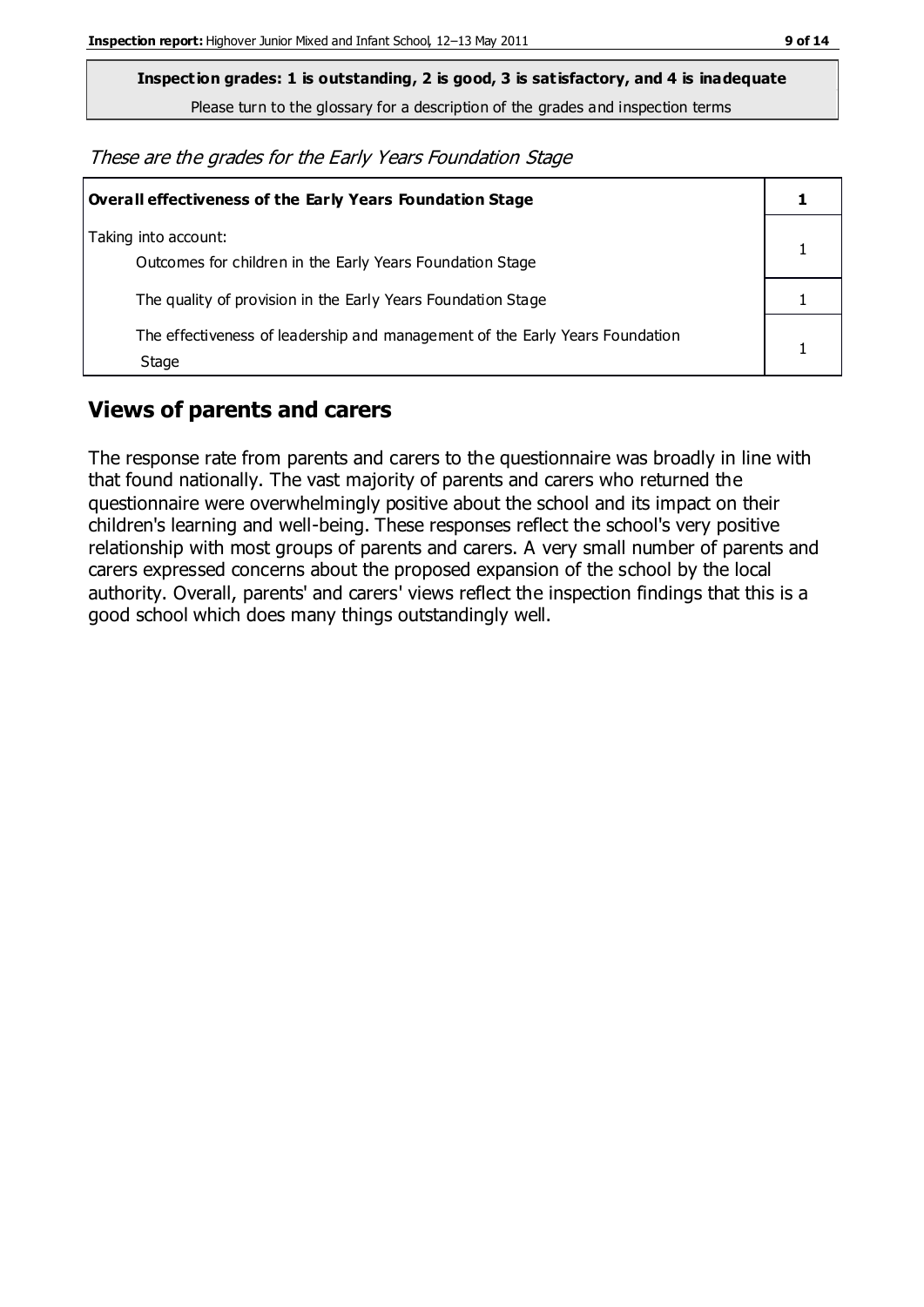**Inspection grades: 1 is outstanding, 2 is good, 3 is satisfactory, and 4 is inadequate**

Please turn to the glossary for a description of the grades and inspection terms

*These are the grades for the Early Years Foundation Stage*

| **Overall effectiveness of the Early Years Foundation Stage** | **1** |
| --- | --- |
| Taking into account:<br>Outcomes for children in the Early Years Foundation Stage | 1 |
| The quality of provision in the Early Years Foundation Stage | 1 |
| The effectiveness of leadership and management of the Early Years Foundation Stage | 1 |

## Views of parents and carers

The response rate from parents and carers to the questionnaire was broadly in line with that found nationally. The vast majority of parents and carers who returned the questionnaire were overwhelmingly positive about the school and its impact on their children's learning and well-being. These responses reflect the school's very positive relationship with most groups of parents and carers. A very small number of parents and carers expressed concerns about the proposed expansion of the school by the local authority. Overall, parents' and carers' views reflect the inspection findings that this is a good school which does many things outstandingly well.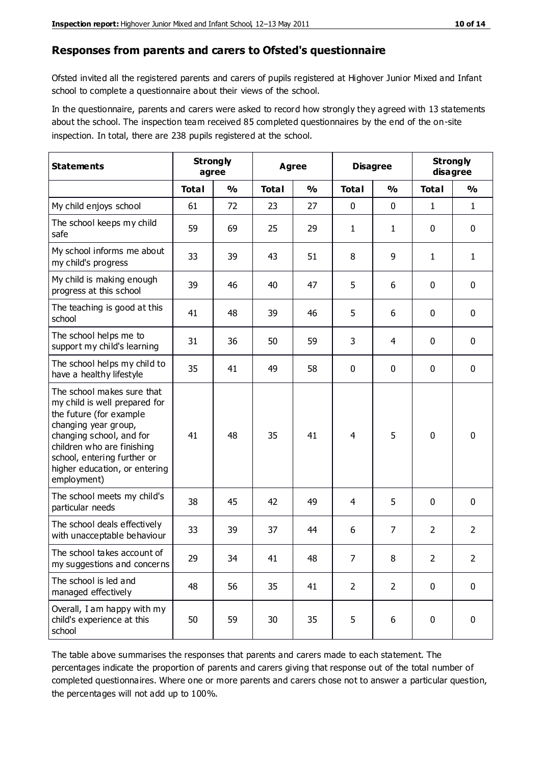## Responses from parents and carers to Ofsted's questionnaire

Ofsted invited all the registered parents and carers of pupils registered at Highover Junior Mixed and Infant school to complete a questionnaire about their views of the school.

In the questionnaire, parents and carers were asked to record how strongly they agreed with 13 statements about the school. The inspection team received 85 completed questionnaires by the end of the on-site inspection. In total, there are 238 pupils registered at the school.

| Statements | Strongly agree | | Agree | | Disagree | | Strongly disagree | |
|---|---|---|---|---|---|---|---|---|
| | Total | % | Total | % | Total | % | Total | % |
| My child enjoys school | 61 | 72 | 23 | 27 | 0 | 0 | 1 | 1 |
| The school keeps my child safe | 59 | 69 | 25 | 29 | 1 | 1 | 0 | 0 |
| My school informs me about my child's progress | 33 | 39 | 43 | 51 | 8 | 9 | 1 | 1 |
| My child is making enough progress at this school | 39 | 46 | 40 | 47 | 5 | 6 | 0 | 0 |
| The teaching is good at this school | 41 | 48 | 39 | 46 | 5 | 6 | 0 | 0 |
| The school helps me to support my child's learning | 31 | 36 | 50 | 59 | 3 | 4 | 0 | 0 |
| The school helps my child to have a healthy lifestyle | 35 | 41 | 49 | 58 | 0 | 0 | 0 | 0 |
| The school makes sure that my child is well prepared for the future (for example changing year group, changing school, and for children who are finishing school, entering further or higher education, or entering employment) | 41 | 48 | 35 | 41 | 4 | 5 | 0 | 0 |
| The school meets my child's particular needs | 38 | 45 | 42 | 49 | 4 | 5 | 0 | 0 |
| The school deals effectively with unacceptable behaviour | 33 | 39 | 37 | 44 | 6 | 7 | 2 | 2 |
| The school takes account of my suggestions and concerns | 29 | 34 | 41 | 48 | 7 | 8 | 2 | 2 |
| The school is led and managed effectively | 48 | 56 | 35 | 41 | 2 | 2 | 0 | 0 |
| Overall, I am happy with my child's experience at this school | 50 | 59 | 30 | 35 | 5 | 6 | 0 | 0 |

The table above summarises the responses that parents and carers made to each statement. The percentages indicate the proportion of parents and carers giving that response out of the total number of completed questionnaires. Where one or more parents and carers chose not to answer a particular question, the percentages will not add up to 100%.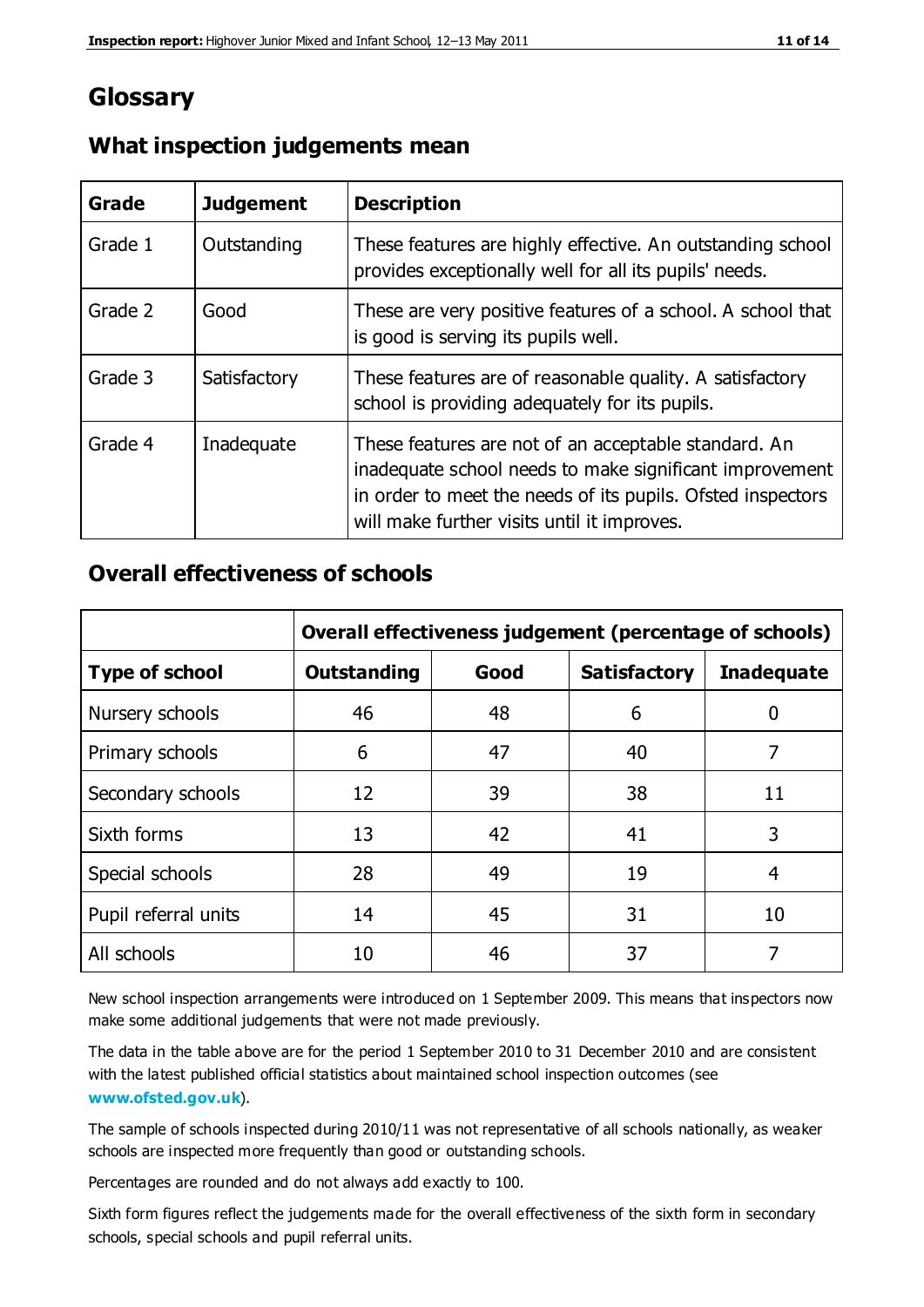# Glossary

## What inspection judgements mean

| Grade | Judgement | Description |
|---|---|---|
| Grade 1 | Outstanding | These features are highly effective. An outstanding school provides exceptionally well for all its pupils' needs. |
| Grade 2 | Good | These are very positive features of a school. A school that is good is serving its pupils well. |
| Grade 3 | Satisfactory | These features are of reasonable quality. A satisfactory school is providing adequately for its pupils. |
| Grade 4 | Inadequate | These features are not of an acceptable standard. An inadequate school needs to make significant improvement in order to meet the needs of its pupils. Ofsted inspectors will make further visits until it improves. |

## Overall effectiveness of schools

| | Overall effectiveness judgement (percentage of schools) | | | |
|---|---|---|---|---|
| **Type of school** | **Outstanding** | **Good** | **Satisfactory** | **Inadequate** |
| Nursery schools | 46 | 48 | 6 | 0 |
| Primary schools | 6 | 47 | 40 | 7 |
| Secondary schools | 12 | 39 | 38 | 11 |
| Sixth forms | 13 | 42 | 41 | 3 |
| Special schools | 28 | 49 | 19 | 4 |
| Pupil referral units | 14 | 45 | 31 | 10 |
| All schools | 10 | 46 | 37 | 7 |

New school inspection arrangements were introduced on 1 September 2009. This means that inspectors now make some additional judgements that were not made previously.

The data in the table above are for the period 1 September 2010 to 31 December 2010 and are consistent with the latest published official statistics about maintained school inspection outcomes (see **www.ofsted.gov.uk**).

The sample of schools inspected during 2010/11 was not representative of all schools nationally, as weaker schools are inspected more frequently than good or outstanding schools.

Percentages are rounded and do not always add exactly to 100.

Sixth form figures reflect the judgements made for the overall effectiveness of the sixth form in secondary schools, special schools and pupil referral units.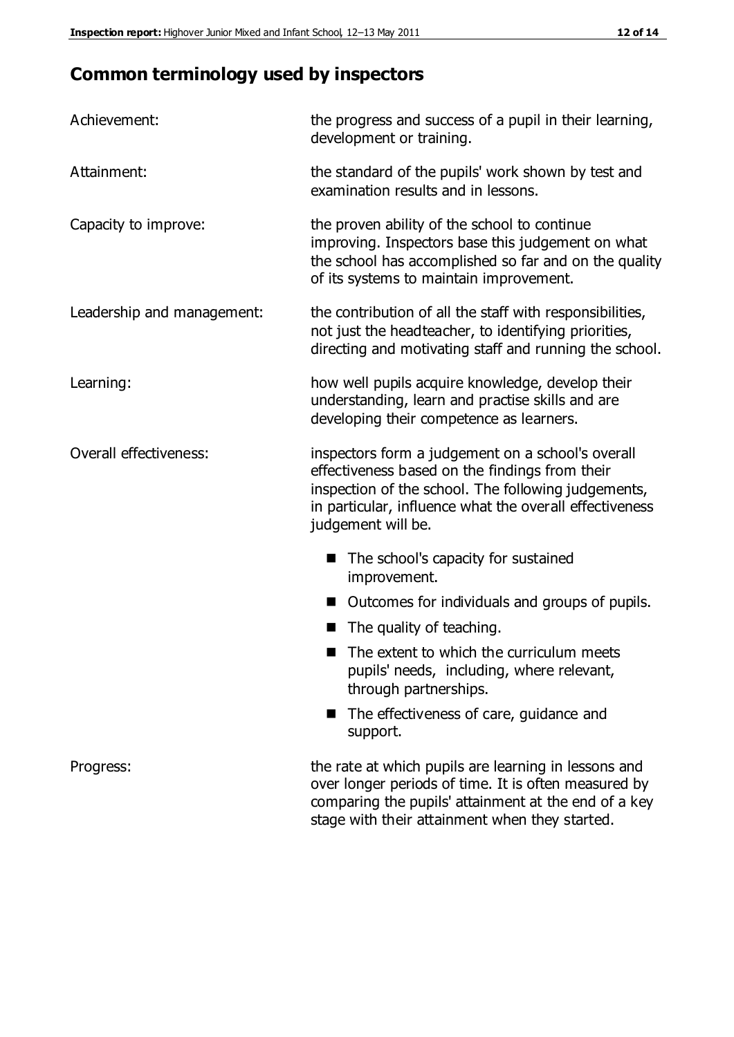## Common terminology used by inspectors

**Achievement:** the progress and success of a pupil in their learning, development or training.

**Attainment:** the standard of the pupils' work shown by test and examination results and in lessons.

**Capacity to improve:** the proven ability of the school to continue improving. Inspectors base this judgement on what the school has accomplished so far and on the quality of its systems to maintain improvement.

**Leadership and management:** the contribution of all the staff with responsibilities, not just the headteacher, to identifying priorities, directing and motivating staff and running the school.

**Learning:** how well pupils acquire knowledge, develop their understanding, learn and practise skills and are developing their competence as learners.

**Overall effectiveness:** inspectors form a judgement on a school's overall effectiveness based on the findings from their inspection of the school. The following judgements, in particular, influence what the overall effectiveness judgement will be.

- The school's capacity for sustained improvement.
- Outcomes for individuals and groups of pupils.
- The quality of teaching.
- The extent to which the curriculum meets pupils' needs, including, where relevant, through partnerships.
- The effectiveness of care, guidance and support.

**Progress:** the rate at which pupils are learning in lessons and over longer periods of time. It is often measured by comparing the pupils' attainment at the end of a key stage with their attainment when they started.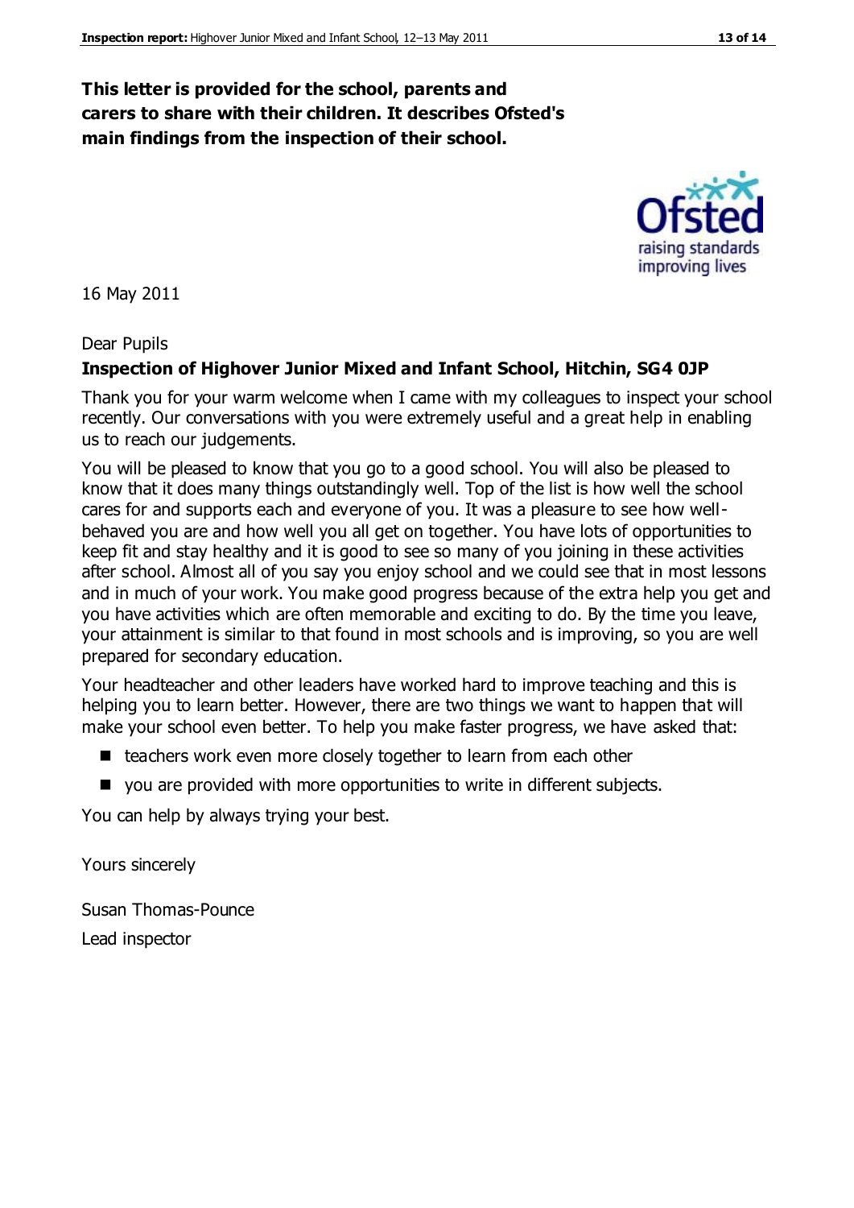**This letter is provided for the school, parents and carers to share with their children. It describes Ofsted's main findings from the inspection of their school.**

16 May 2011

Dear Pupils

**Inspection of Highover Junior Mixed and Infant School, Hitchin, SG4 0JP**

Thank you for your warm welcome when I came with my colleagues to inspect your school recently. Our conversations with you were extremely useful and a great help in enabling us to reach our judgements.

You will be pleased to know that you go to a good school. You will also be pleased to know that it does many things outstandingly well. Top of the list is how well the school cares for and supports each and everyone of you. It was a pleasure to see how well-behaved you are and how well you all get on together. You have lots of opportunities to keep fit and stay healthy and it is good to see so many of you joining in these activities after school. Almost all of you say you enjoy school and we could see that in most lessons and in much of your work. You make good progress because of the extra help you get and you have activities which are often memorable and exciting to do. By the time you leave, your attainment is similar to that found in most schools and is improving, so you are well prepared for secondary education.

Your headteacher and other leaders have worked hard to improve teaching and this is helping you to learn better. However, there are two things we want to happen that will make your school even better. To help you make faster progress, we have asked that:

- teachers work even more closely together to learn from each other
- you are provided with more opportunities to write in different subjects.

You can help by always trying your best.

Yours sincerely

Susan Thomas-Pounce

Lead inspector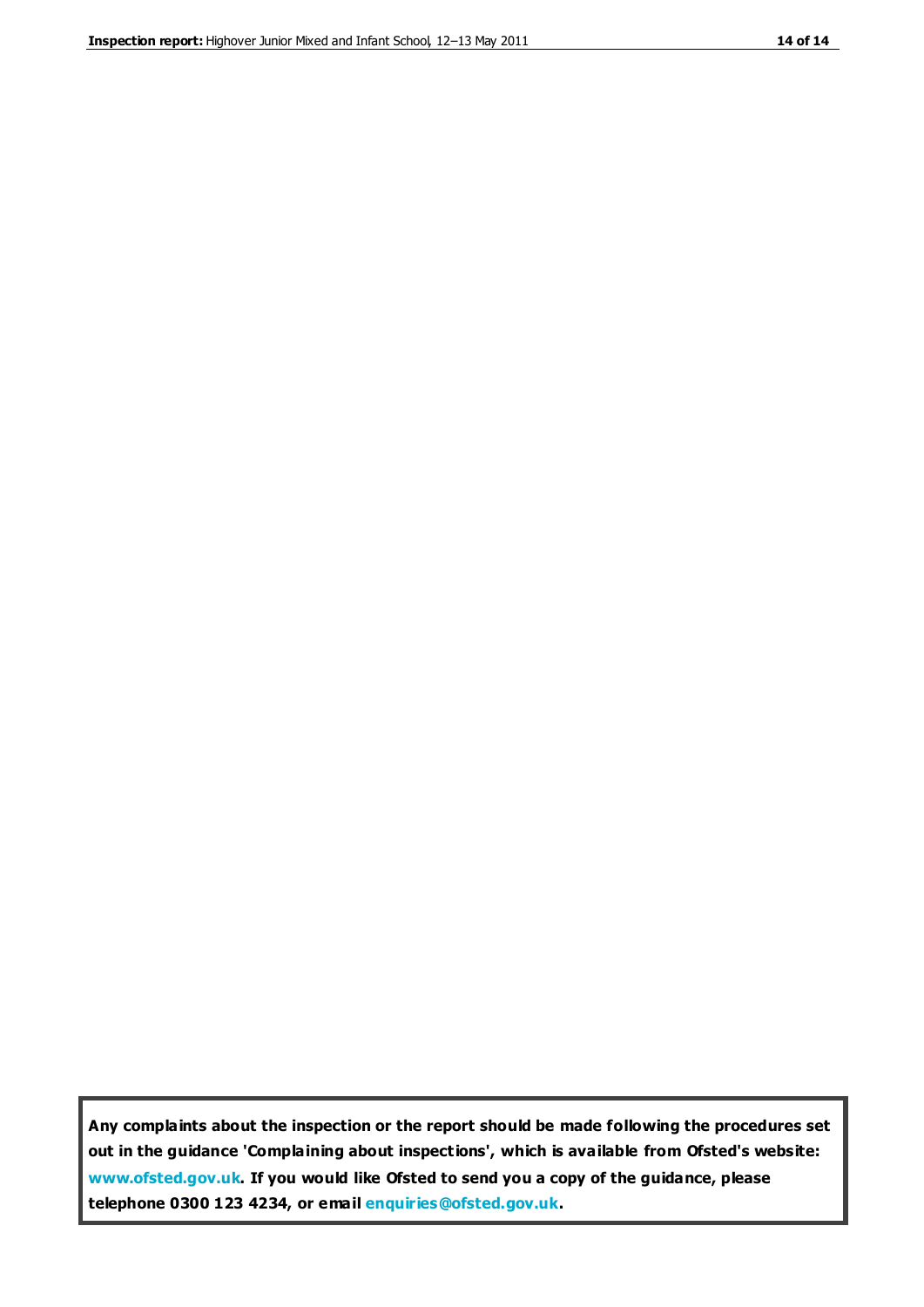**Any complaints about the inspection or the report should be made following the procedures set out in the guidance 'Complaining about inspections', which is available from Ofsted's website: www.ofsted.gov.uk. If you would like Ofsted to send you a copy of the guidance, please telephone 0300 123 4234, or email enquiries@ofsted.gov.uk.**